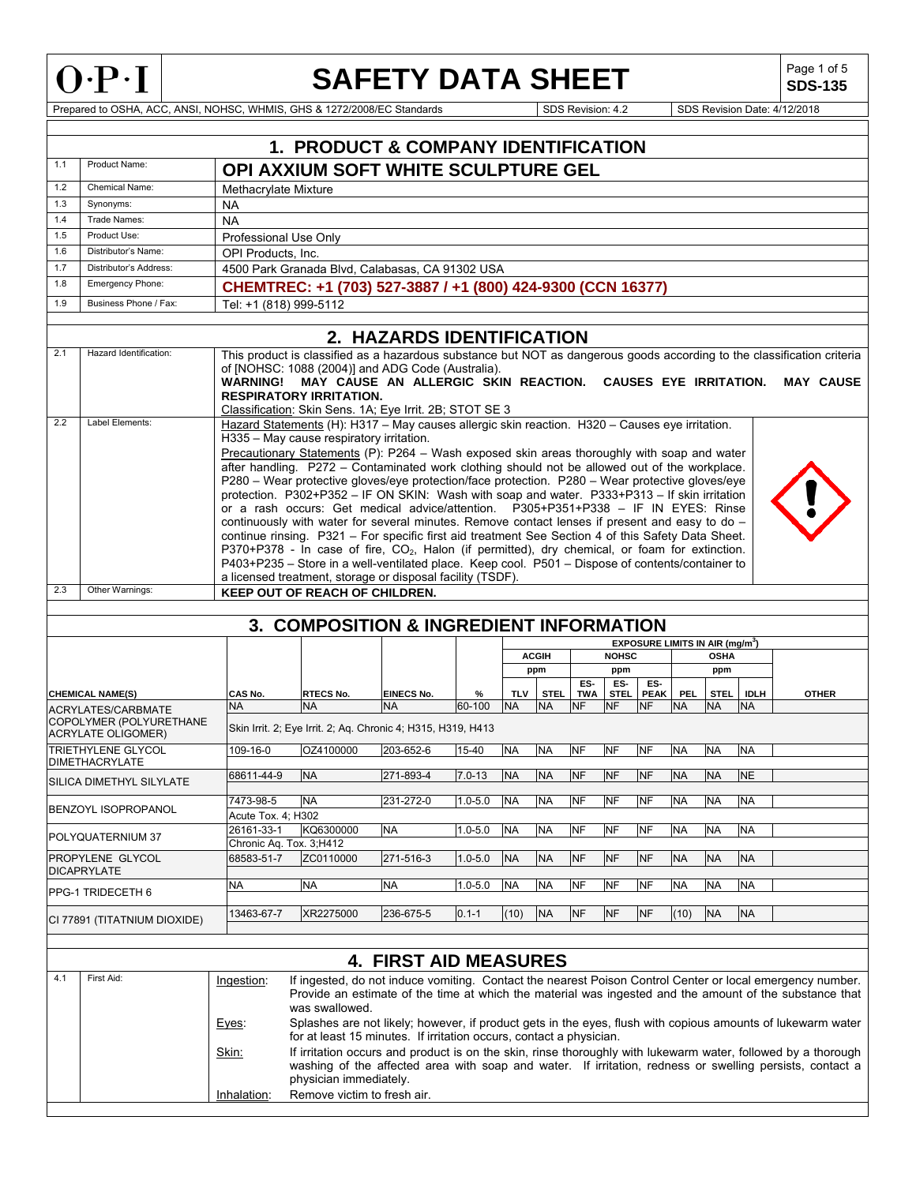# SAFETY DATA SHEET

**SDS-135**

Prepared to OSHA, ACC, ANSI, NOHSC, WHMIS, GHS & 1272/2008/EC Standards | SDS Revision: 4.2 | SDS Revision Date: 4/12/2018

## 1. PRODUCT & COMPANY IDENTIFICATION

| | | |
|---|---|---|
| 1.1 | Product Name: | **OPI AXXIUM SOFT WHITE SCULPTURE GEL** |
| 1.2 | Chemical Name: | Methacrylate Mixture |
| 1.3 | Synonyms: | NA |
| 1.4 | Trade Names: | NA |
| 1.5 | Product Use: | Professional Use Only |
| 1.6 | Distributor's Name: | OPI Products, Inc. |
| 1.7 | Distributor's Address: | 4500 Park Granada Blvd, Calabasas, CA 91302 USA |
| 1.8 | Emergency Phone: | **CHEMTREC: +1 (703) 527-3887 / +1 (800) 424-9300 (CCN 16377)** |
| 1.9 | Business Phone / Fax: | Tel: +1 (818) 999-5112 |

## 2. HAZARDS IDENTIFICATION

**2.1 Hazard Identification:**

This product is classified as a hazardous substance but NOT as dangerous goods according to the classification criteria of [NOHSC: 1088 (2004)] and ADG Code (Australia).
**WARNING! MAY CAUSE AN ALLERGIC SKIN REACTION. CAUSES EYE IRRITATION. MAY CAUSE RESPIRATORY IRRITATION.**
Classification: Skin Sens. 1A; Eye Irrit. 2B; STOT SE 3

**2.2 Label Elements:**

Hazard Statements (H): H317 – May causes allergic skin reaction. H320 – Causes eye irritation. H335 – May cause respiratory irritation.

Precautionary Statements (P): P264 – Wash exposed skin areas thoroughly with soap and water after handling. P272 – Contaminated work clothing should not be allowed out of the workplace. P280 – Wear protective gloves/eye protection/face protection. P280 – Wear protective gloves/eye protection. P302+P352 – IF ON SKIN: Wash with soap and water. P333+P313 – If skin irritation or a rash occurs: Get medical advice/attention. P305+P351+P338 – IF IN EYES: Rinse continuously with water for several minutes. Remove contact lenses if present and easy to do – continue rinsing. P321 – For specific first aid treatment See Section 4 of this Safety Data Sheet. P370+P378 - In case of fire, $CO_2$, Halon (if permitted), dry chemical, or foam for extinction. P403+P235 – Store in a well-ventilated place. Keep cool. P501 – Dispose of contents/container to a licensed treatment, storage or disposal facility (TSDF).

**2.3 Other Warnings:** **KEEP OUT OF REACH OF CHILDREN.**

## 3. COMPOSITION & INGREDIENT INFORMATION

| CHEMICAL NAME(S) | CAS No. | RTECS No. | EINECS No. | % | ACGIH TLV (ppm) | ACGIH STEL (ppm) | NOHSC ES-TWA (ppm) | NOHSC ES-STEL (ppm) | NOHSC ES-PEAK (ppm) | OSHA PEL (ppm) | OSHA STEL (ppm) | OSHA IDLH (ppm) | OTHER |
|---|---|---|---|---|---|---|---|---|---|---|---|---|---|
| ACRYLATES/CARBMATE COPOLYMER (POLYURETHANE ACRYLATE OLIGOMER) | NA | NA | NA | 60-100 | NA | NA | NF | NF | NF | NA | NA | NA | |
| | Skin Irrit. 2; Eye Irrit. 2; Aq. Chronic 4; H315, H319, H413 | | | | | | | | | | | | |
| TRIETHYLENE GLYCOL DIMETHACRYLATE | 109-16-0 | OZ4100000 | 203-652-6 | 15-40 | NA | NA | NF | NF | NF | NA | NA | NA | |
| SILICA DIMETHYL SILYLATE | 68611-44-9 | NA | 271-893-4 | 7.0-13 | NA | NA | NF | NF | NF | NA | NA | NE | |
| BENZOYL ISOPROPANOL | 7473-98-5 | NA | 231-272-0 | 1.0-5.0 | NA | NA | NF | NF | NF | NA | NA | NA | |
| | Acute Tox. 4; H302 | | | | | | | | | | | | |
| POLYQUATERNIUM 37 | 26161-33-1 | KQ6300000 | NA | 1.0-5.0 | NA | NA | NF | NF | NF | NA | NA | NA | |
| | Chronic Aq. Tox. 3;H412 | | | | | | | | | | | | |
| PROPYLENE GLYCOL DICAPRYLATE | 68583-51-7 | ZC0110000 | 271-516-3 | 1.0-5.0 | NA | NA | NF | NF | NF | NA | NA | NA | |
| PPG-1 TRIDECETH 6 | NA | NA | NA | 1.0-5.0 | NA | NA | NF | NF | NF | NA | NA | NA | |
| CI 77891 (TITATNIUM DIOXIDE) | 13463-67-7 | XR2275000 | 236-675-5 | 0.1-1 | (10) | NA | NF | NF | NF | (10) | NA | NA | |

EXPOSURE LIMITS IN AIR ($mg/m^3$)

## 4. FIRST AID MEASURES

**4.1 First Aid:**

- Ingestion: If ingested, do not induce vomiting. Contact the nearest Poison Control Center or local emergency number. Provide an estimate of the time at which the material was ingested and the amount of the substance that was swallowed.
- Eyes: Splashes are not likely; however, if product gets in the eyes, flush with copious amounts of lukewarm water for at least 15 minutes. If irritation occurs, contact a physician.
- Skin: If irritation occurs and product is on the skin, rinse thoroughly with lukewarm water, followed by a thorough washing of the affected area with soap and water. If irritation, redness or swelling persists, contact a physician immediately.
- Inhalation: Remove victim to fresh air.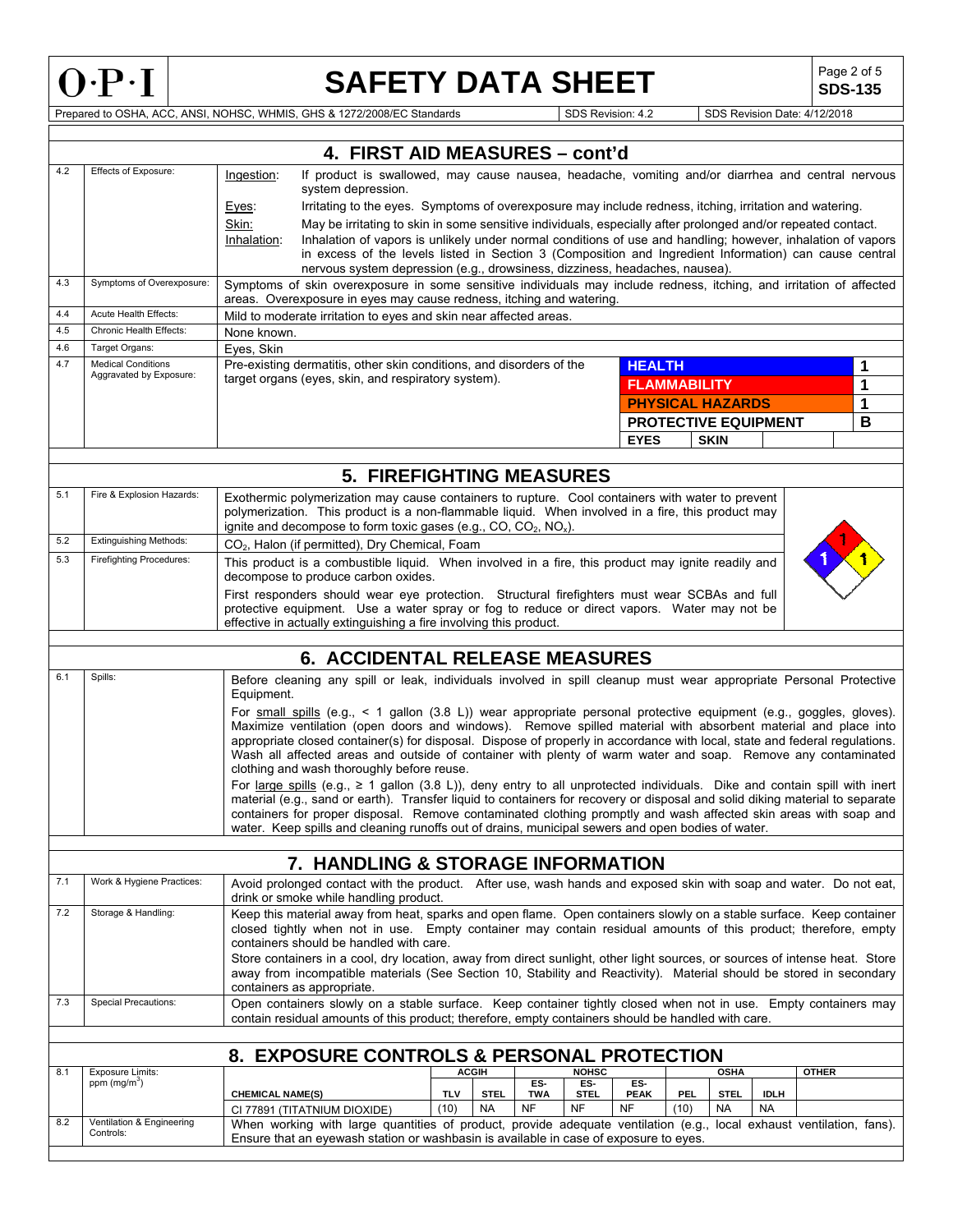## 4. FIRST AID MEASURES – cont'd

| | | |
|---|---|---|
| 4.2 | Effects of Exposure: | Ingestion: If product is swallowed, may cause nausea, headache, vomiting and/or diarrhea and central nervous system depression.<br>Eyes: Irritating to the eyes. Symptoms of overexposure may include redness, itching, irritation and watering.<br>Skin: May be irritating to skin in some sensitive individuals, especially after prolonged and/or repeated contact.<br>Inhalation: Inhalation of vapors is unlikely under normal conditions of use and handling; however, inhalation of vapors in excess of the levels listed in Section 3 (Composition and Ingredient Information) can cause central nervous system depression (e.g., drowsiness, dizziness, headaches, nausea). |
| 4.3 | Symptoms of Overexposure: | Symptoms of skin overexposure in some sensitive individuals may include redness, itching, and irritation of affected areas. Overexposure in eyes may cause redness, itching and watering. |
| 4.4 | Acute Health Effects: | Mild to moderate irritation to eyes and skin near affected areas. |
| 4.5 | Chronic Health Effects: | None known. |
| 4.6 | Target Organs: | Eyes, Skin |
| 4.7 | Medical Conditions Aggravated by Exposure: | Pre-existing dermatitis, other skin conditions, and disorders of the target organs (eyes, skin, and respiratory system). |

| HMIS | |
|---|---|
| HEALTH | 1 |
| FLAMMABILITY | 1 |
| PHYSICAL HAZARDS | 1 |
| PROTECTIVE EQUIPMENT | B |
| EYES | SKIN |

## 5. FIREFIGHTING MEASURES

| | | |
|---|---|---|
| 5.1 | Fire & Explosion Hazards: | Exothermic polymerization may cause containers to rupture. Cool containers with water to prevent polymerization. This product is a non-flammable liquid. When involved in a fire, this product may ignite and decompose to form toxic gases (e.g., CO, $CO_2$, $NO_x$). |
| 5.2 | Extinguishing Methods: | $CO_2$, Halon (if permitted), Dry Chemical, Foam |
| 5.3 | Firefighting Procedures: | This product is a combustible liquid. When involved in a fire, this product may ignite readily and decompose to produce carbon oxides.<br>First responders should wear eye protection. Structural firefighters must wear SCBAs and full protective equipment. Use a water spray or fog to reduce or direct vapors. Water may not be effective in actually extinguishing a fire involving this product. |

NFPA: Health 1, Flammability 1, Reactivity 1

## 6. ACCIDENTAL RELEASE MEASURES

| | | |
|---|---|---|
| 6.1 | Spills: | Before cleaning any spill or leak, individuals involved in spill cleanup must wear appropriate Personal Protective Equipment.<br>For small spills (e.g., < 1 gallon (3.8 L)) wear appropriate personal protective equipment (e.g., goggles, gloves). Maximize ventilation (open doors and windows). Remove spilled material with absorbent material and place into appropriate closed container(s) for disposal. Dispose of properly in accordance with local, state and federal regulations. Wash all affected areas and outside of container with plenty of warm water and soap. Remove any contaminated clothing and wash thoroughly before reuse.<br>For large spills (e.g., ≥ 1 gallon (3.8 L)), deny entry to all unprotected individuals. Dike and contain spill with inert material (e.g., sand or earth). Transfer liquid to containers for recovery or disposal and solid diking material to separate containers for proper disposal. Remove contaminated clothing promptly and wash affected skin areas with soap and water. Keep spills and cleaning runoffs out of drains, municipal sewers and open bodies of water. |

## 7. HANDLING & STORAGE INFORMATION

| | | |
|---|---|---|
| 7.1 | Work & Hygiene Practices: | Avoid prolonged contact with the product. After use, wash hands and exposed skin with soap and water. Do not eat, drink or smoke while handling product. |
| 7.2 | Storage & Handling: | Keep this material away from heat, sparks and open flame. Open containers slowly on a stable surface. Keep container closed tightly when not in use. Empty container may contain residual amounts of this product; therefore, empty containers should be handled with care.<br>Store containers in a cool, dry location, away from direct sunlight, other light sources, or sources of intense heat. Store away from incompatible materials (See Section 10, Stability and Reactivity). Material should be stored in secondary containers as appropriate. |
| 7.3 | Special Precautions: | Open containers slowly on a stable surface. Keep container tightly closed when not in use. Empty containers may contain residual amounts of this product; therefore, empty containers should be handled with care. |

## 8. EXPOSURE CONTROLS & PERSONAL PROTECTION

8.1 Exposure Limits: ppm ($mg/m^3$)

| CHEMICAL NAME(S) | ACGIH | | NOHSC | | | OSHA | | | OTHER |
|---|---|---|---|---|---|---|---|---|---|
| | TLV | STEL | ES-TWA | ES-STEL | ES-PEAK | PEL | STEL | IDLH | |
| CI 77891 (TITATNIUM DIOXIDE) | (10) | NA | NF | NF | NF | (10) | NA | NA | |

8.2 Ventilation & Engineering Controls: When working with large quantities of product, provide adequate ventilation (e.g., local exhaust ventilation, fans). Ensure that an eyewash station or washbasin is available in case of exposure to eyes.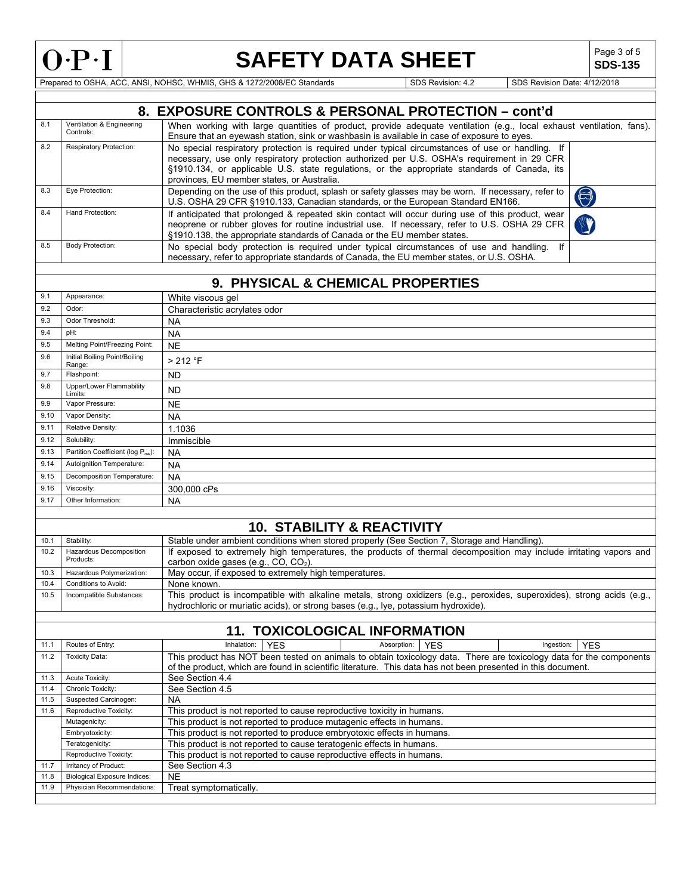## 8. EXPOSURE CONTROLS & PERSONAL PROTECTION – cont'd

| | | |
|---|---|---|
| 8.1 | Ventilation & Engineering Controls: | When working with large quantities of product, provide adequate ventilation (e.g., local exhaust ventilation, fans). Ensure that an eyewash station, sink or washbasin is available in case of exposure to eyes. |
| 8.2 | Respiratory Protection: | No special respiratory protection is required under typical circumstances of use or handling. If necessary, use only respiratory protection authorized per U.S. OSHA's requirement in 29 CFR §1910.134, or applicable U.S. state regulations, or the appropriate standards of Canada, its provinces, EU member states, or Australia. |
| 8.3 | Eye Protection: | Depending on the use of this product, splash or safety glasses may be worn. If necessary, refer to U.S. OSHA 29 CFR §1910.133, Canadian standards, or the European Standard EN166. |
| 8.4 | Hand Protection: | If anticipated that prolonged & repeated skin contact will occur during use of this product, wear neoprene or rubber gloves for routine industrial use. If necessary, refer to U.S. OSHA 29 CFR §1910.138, the appropriate standards of Canada or the EU member states. |
| 8.5 | Body Protection: | No special body protection is required under typical circumstances of use and handling. If necessary, refer to appropriate standards of Canada, the EU member states, or U.S. OSHA. |

## 9. PHYSICAL & CHEMICAL PROPERTIES

| | | |
|---|---|---|
| 9.1 | Appearance: | White viscous gel |
| 9.2 | Odor: | Characteristic acrylates odor |
| 9.3 | Odor Threshold: | NA |
| 9.4 | pH: | NA |
| 9.5 | Melting Point/Freezing Point: | NE |
| 9.6 | Initial Boiling Point/Boiling Range: | > 212 °F |
| 9.7 | Flashpoint: | ND |
| 9.8 | Upper/Lower Flammability Limits: | ND |
| 9.9 | Vapor Pressure: | NE |
| 9.10 | Vapor Density: | NA |
| 9.11 | Relative Density: | 1.1036 |
| 9.12 | Solubility: | Immiscible |
| 9.13 | Partition Coefficient (log $P_{ow}$): | NA |
| 9.14 | Autoignition Temperature: | NA |
| 9.15 | Decomposition Temperature: | NA |
| 9.16 | Viscosity: | 300,000 cPs |
| 9.17 | Other Information: | NA |

## 10. STABILITY & REACTIVITY

| | | |
|---|---|---|
| 10.1 | Stability: | Stable under ambient conditions when stored properly (See Section 7, Storage and Handling). |
| 10.2 | Hazardous Decomposition Products: | If exposed to extremely high temperatures, the products of thermal decomposition may include irritating vapors and carbon oxide gases (e.g., CO, $CO_2$). |
| 10.3 | Hazardous Polymerization: | May occur, if exposed to extremely high temperatures. |
| 10.4 | Conditions to Avoid: | None known. |
| 10.5 | Incompatible Substances: | This product is incompatible with alkaline metals, strong oxidizers (e.g., peroxides, superoxides), strong acids (e.g., hydrochloric or muriatic acids), or strong bases (e.g., lye, potassium hydroxide). |

## 11. TOXICOLOGICAL INFORMATION

| | | |
|---|---|---|
| 11.1 | Routes of Entry: | Inhalation: YES; Absorption: YES; Ingestion: YES |
| 11.2 | Toxicity Data: | This product has NOT been tested on animals to obtain toxicology data. There are toxicology data for the components of the product, which are found in scientific literature. This data has not been presented in this document. |
| 11.3 | Acute Toxicity: | See Section 4.4 |
| 11.4 | Chronic Toxicity: | See Section 4.5 |
| 11.5 | Suspected Carcinogen: | NA |
| 11.6 | Reproductive Toxicity: | This product is not reported to cause reproductive toxicity in humans. |
| | Mutagenicity: | This product is not reported to produce mutagenic effects in humans. |
| | Embryotoxicity: | This product is not reported to produce embryotoxic effects in humans. |
| | Teratogenicity: | This product is not reported to cause teratogenic effects in humans. |
| | Reproductive Toxicity: | This product is not reported to cause reproductive effects in humans. |
| 11.7 | Irritancy of Product: | See Section 4.3 |
| 11.8 | Biological Exposure Indices: | NE |
| 11.9 | Physician Recommendations: | Treat symptomatically. |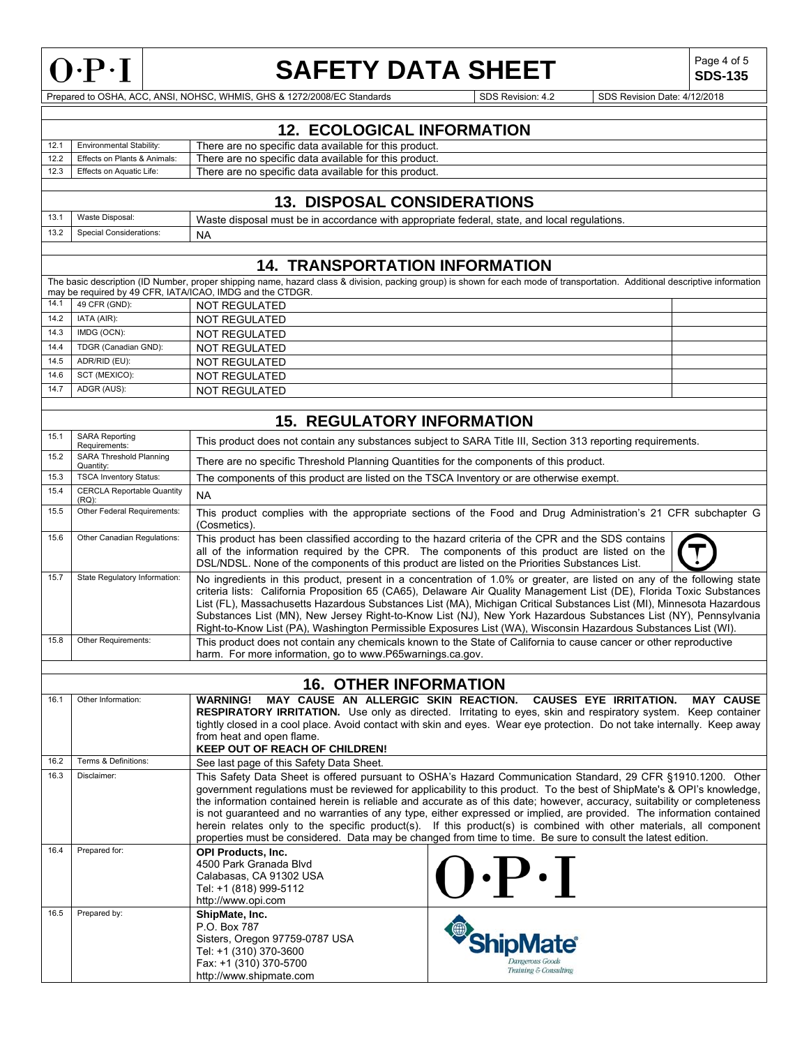# SAFETY DATA SHEET

**SDS-135**

Prepared to OSHA, ACC, ANSI, NOHSC, WHMIS, GHS & 1272/2008/EC Standards | SDS Revision: 4.2 | SDS Revision Date: 4/12/2018

## 12. ECOLOGICAL INFORMATION

| | | |
|---|---|---|
| 12.1 | Environmental Stability: | There are no specific data available for this product. |
| 12.2 | Effects on Plants & Animals: | There are no specific data available for this product. |
| 12.3 | Effects on Aquatic Life: | There are no specific data available for this product. |

## 13. DISPOSAL CONSIDERATIONS

| | | |
|---|---|---|
| 13.1 | Waste Disposal: | Waste disposal must be in accordance with appropriate federal, state, and local regulations. |
| 13.2 | Special Considerations: | NA |

## 14. TRANSPORTATION INFORMATION

The basic description (ID Number, proper shipping name, hazard class & division, packing group) is shown for each mode of transportation. Additional descriptive information may be required by 49 CFR, IATA/ICAO, IMDG and the CTDGR.

| | | | |
|---|---|---|---|
| 14.1 | 49 CFR (GND): | NOT REGULATED | |
| 14.2 | IATA (AIR): | NOT REGULATED | |
| 14.3 | IMDG (OCN): | NOT REGULATED | |
| 14.4 | TDGR (Canadian GND): | NOT REGULATED | |
| 14.5 | ADR/RID (EU): | NOT REGULATED | |
| 14.6 | SCT (MEXICO): | NOT REGULATED | |
| 14.7 | ADGR (AUS): | NOT REGULATED | |

## 15. REGULATORY INFORMATION

| | | |
|---|---|---|
| 15.1 | SARA Reporting Requirements: | This product does not contain any substances subject to SARA Title III, Section 313 reporting requirements. |
| 15.2 | SARA Threshold Planning Quantity: | There are no specific Threshold Planning Quantities for the components of this product. |
| 15.3 | TSCA Inventory Status: | The components of this product are listed on the TSCA Inventory or are otherwise exempt. |
| 15.4 | CERCLA Reportable Quantity (RQ): | NA |
| 15.5 | Other Federal Requirements: | This product complies with the appropriate sections of the Food and Drug Administration's 21 CFR subchapter G (Cosmetics). |
| 15.6 | Other Canadian Regulations: | This product has been classified according to the hazard criteria of the CPR and the SDS contains all of the information required by the CPR. The components of this product are listed on the DSL/NDSL. None of the components of this product are listed on the Priorities Substances List. |
| 15.7 | State Regulatory Information: | No ingredients in this product, present in a concentration of 1.0% or greater, are listed on any of the following state criteria lists: California Proposition 65 (CA65), Delaware Air Quality Management List (DE), Florida Toxic Substances List (FL), Massachusetts Hazardous Substances List (MA), Michigan Critical Substances List (MI), Minnesota Hazardous Substances List (MN), New Jersey Right-to-Know List (NJ), New York Hazardous Substances List (NY), Pennsylvania Right-to-Know List (PA), Washington Permissible Exposures List (WA), Wisconsin Hazardous Substances List (WI). |
| 15.8 | Other Requirements: | This product does not contain any chemicals known to the State of California to cause cancer or other reproductive harm. For more information, go to www.P65warnings.ca.gov. |

## 16. OTHER INFORMATION

| | | |
|---|---|---|
| 16.1 | Other Information: | **WARNING! MAY CAUSE AN ALLERGIC SKIN REACTION. CAUSES EYE IRRITATION. MAY CAUSE RESPIRATORY IRRITATION.** Use only as directed. Irritating to eyes, skin and respiratory system. Keep container tightly closed in a cool place. Avoid contact with skin and eyes. Wear eye protection. Do not take internally. Keep away from heat and open flame. **KEEP OUT OF REACH OF CHILDREN!** |
| 16.2 | Terms & Definitions: | See last page of this Safety Data Sheet. |
| 16.3 | Disclaimer: | This Safety Data Sheet is offered pursuant to OSHA's Hazard Communication Standard, 29 CFR §1910.1200. Other government regulations must be reviewed for applicability to this product. To the best of ShipMate's & OPI's knowledge, the information contained herein is reliable and accurate as of this date; however, accuracy, suitability or completeness is not guaranteed and no warranties of any type, either expressed or implied, are provided. The information contained herein relates only to the specific product(s). If this product(s) is combined with other materials, all component properties must be considered. Data may be changed from time to time. Be sure to consult the latest edition. |
| 16.4 | Prepared for: | **OPI Products, Inc.** 4500 Park Granada Blvd, Calabasas, CA 91302 USA, Tel: +1 (818) 999-5112, http://www.opi.com |
| 16.5 | Prepared by: | **ShipMate, Inc.** P.O. Box 787, Sisters, Oregon 97759-0787 USA, Tel: +1 (310) 370-3600, Fax: +1 (310) 370-5700, http://www.shipmate.com |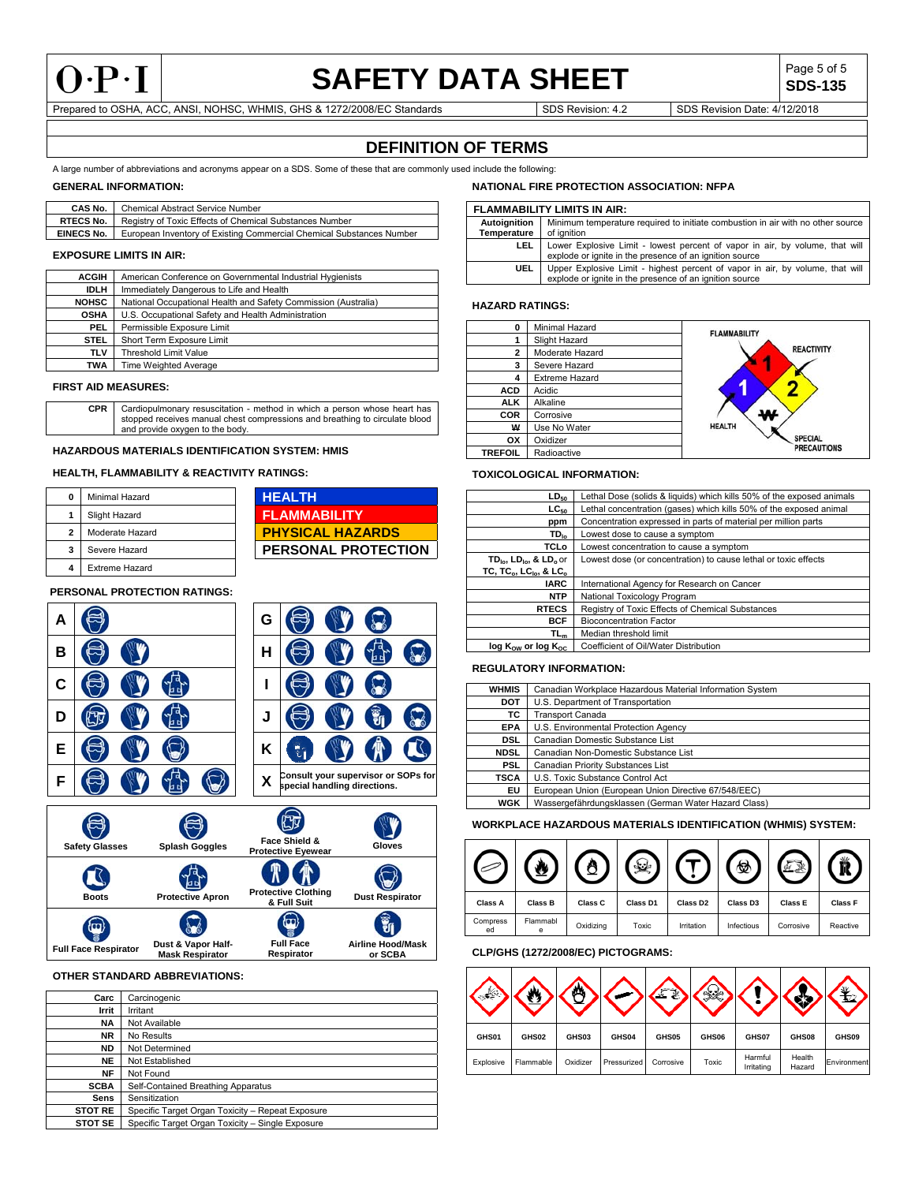# DEFINITION OF TERMS

A large number of abbreviations and acronyms appear on a SDS. Some of these that are commonly used include the following:

### GENERAL INFORMATION:

| | |
|---|---|
| **CAS No.** | Chemical Abstract Service Number |
| **RTECS No.** | Registry of Toxic Effects of Chemical Substances Number |
| **EINECS No.** | European Inventory of Existing Commercial Chemical Substances Number |

### EXPOSURE LIMITS IN AIR:

| | |
|---|---|
| **ACGIH** | American Conference on Governmental Industrial Hygienists |
| **IDLH** | Immediately Dangerous to Life and Health |
| **NOHSC** | National Occupational Health and Safety Commission (Australia) |
| **OSHA** | U.S. Occupational Safety and Health Administration |
| **PEL** | Permissible Exposure Limit |
| **STEL** | Short Term Exposure Limit |
| **TLV** | Threshold Limit Value |
| **TWA** | Time Weighted Average |

### FIRST AID MEASURES:

| | |
|---|---|
| **CPR** | Cardiopulmonary resuscitation - method in which a person whose heart has stopped receives manual chest compressions and breathing to circulate blood and provide oxygen to the body. |

### HAZARDOUS MATERIALS IDENTIFICATION SYSTEM: HMIS

### HEALTH, FLAMMABILITY & REACTIVITY RATINGS:

| | |
|---|---|
| **0** | Minimal Hazard |
| **1** | Slight Hazard |
| **2** | Moderate Hazard |
| **3** | Severe Hazard |
| **4** | Extreme Hazard |

**HEALTH**
**FLAMMABILITY**
**PHYSICAL HAZARDS**
**PERSONAL PROTECTION**

### PERSONAL PROTECTION RATINGS:

A B C D E F G H I J K

**X** Consult your supervisor or SOPs for special handling directions.

Safety Glasses, Splash Goggles, Face Shield & Protective Eyewear, Gloves, Boots, Protective Apron, Protective Clothing & Full Suit, Dust Respirator, Full Face Respirator, Dust & Vapor Half-Mask Respirator, Full Face Respirator, Airline Hood/Mask or SCBA

### OTHER STANDARD ABBREVIATIONS:

| | |
|---|---|
| **Carc** | Carcinogenic |
| **Irrit** | Irritant |
| **NA** | Not Available |
| **NR** | No Results |
| **ND** | Not Determined |
| **NE** | Not Established |
| **NF** | Not Found |
| **SCBA** | Self-Contained Breathing Apparatus |
| **Sens** | Sensitization |
| **STOT RE** | Specific Target Organ Toxicity – Repeat Exposure |
| **STOT SE** | Specific Target Organ Toxicity – Single Exposure |

### NATIONAL FIRE PROTECTION ASSOCIATION: NFPA

| FLAMMABILITY LIMITS IN AIR: | |
|---|---|
| **Autoignition Temperature** | Minimum temperature required to initiate combustion in air with no other source of ignition |
| **LEL** | Lower Explosive Limit - lowest percent of vapor in air, by volume, that will explode or ignite in the presence of an ignition source |
| **UEL** | Upper Explosive Limit - highest percent of vapor in air, by volume, that will explode or ignite in the presence of an ignition source |

### HAZARD RATINGS:

| | |
|---|---|
| **0** | Minimal Hazard |
| **1** | Slight Hazard |
| **2** | Moderate Hazard |
| **3** | Severe Hazard |
| **4** | Extreme Hazard |
| **ACD** | Acidic |
| **ALK** | Alkaline |
| **COR** | Corrosive |
| **W** | Use No Water |
| **OX** | Oxidizer |
| **TREFOIL** | Radioactive |

FLAMMABILITY
REACTIVITY
HEALTH
SPECIAL PRECAUTIONS

### TOXICOLOGICAL INFORMATION:

| | |
|---|---|
| **$LD_{50}$** | Lethal Dose (solids & liquids) which kills 50% of the exposed animals |
| **$LC_{50}$** | Lethal concentration (gases) which kills 50% of the exposed animal |
| **ppm** | Concentration expressed in parts of material per million parts |
| **$TD_{lo}$** | Lowest dose to cause a symptom |
| **TCLo** | Lowest concentration to cause a symptom |
| **$TD_{lo}$, $LD_{lo}$, & $LD_o$ or TC, $TC_o$, $LC_{lo}$, & $LC_o$** | Lowest dose (or concentration) to cause lethal or toxic effects |
| **IARC** | International Agency for Research on Cancer |
| **NTP** | National Toxicology Program |
| **RTECS** | Registry of Toxic Effects of Chemical Substances |
| **BCF** | Bioconcentration Factor |
| **$TL_m$** | Median threshold limit |
| **log $K_{OW}$ or log $K_{OC}$** | Coefficient of Oil/Water Distribution |

### REGULATORY INFORMATION:

| | |
|---|---|
| **WHMIS** | Canadian Workplace Hazardous Material Information System |
| **DOT** | U.S. Department of Transportation |
| **TC** | Transport Canada |
| **EPA** | U.S. Environmental Protection Agency |
| **DSL** | Canadian Domestic Substance List |
| **NDSL** | Canadian Non-Domestic Substance List |
| **PSL** | Canadian Priority Substances List |
| **TSCA** | U.S. Toxic Substance Control Act |
| **EU** | European Union (European Union Directive 67/548/EEC) |
| **WGK** | Wassergefährdungsklassen (German Water Hazard Class) |

### WORKPLACE HAZARDOUS MATERIALS IDENTIFICATION (WHMIS) SYSTEM:

| Class A | Class B | Class C | Class D1 | Class D2 | Class D3 | Class E | Class F |
|---|---|---|---|---|---|---|---|
| Compressed | Flammable | Oxidizing | Toxic | Irritation | Infectious | Corrosive | Reactive |

### CLP/GHS (1272/2008/EC) PICTOGRAMS:

| GHS01 | GHS02 | GHS03 | GHS04 | GHS05 | GHS06 | GHS07 | GHS08 | GHS09 |
|---|---|---|---|---|---|---|---|---|
| Explosive | Flammable | Oxidizer | Pressurized | Corrosive | Toxic | Harmful Irritating | Health Hazard | Environment |